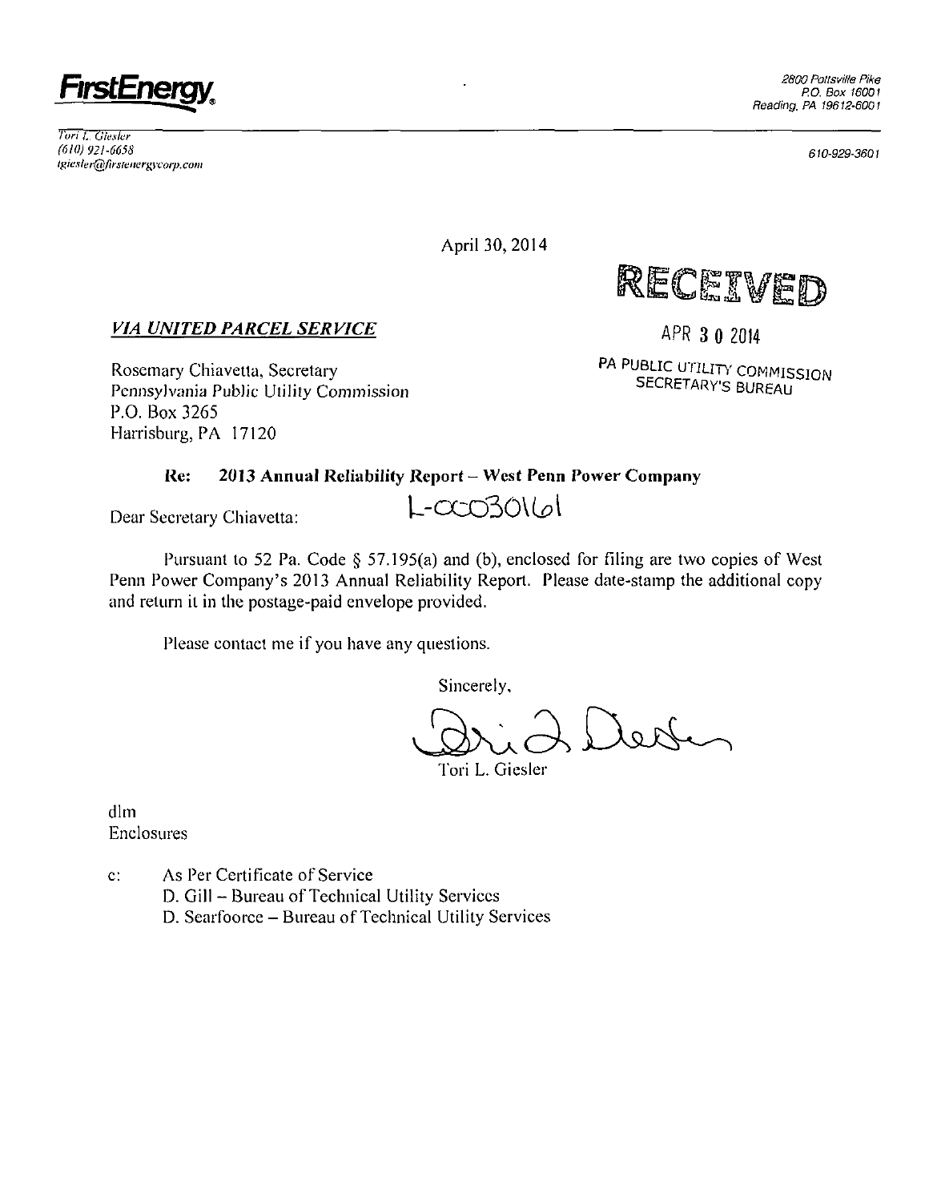**FirstEnergy**

2800 Pottsville Pike
P.O. Box 16001
Reading, PA 19612-6001

Tori L. Giesler
(610) 921-6658
tgiesler@firstenergycorp.com

610-929-3601

April 30, 2014

RECEIVED

APR 30 2014

PA PUBLIC UTILITY COMMISSION
SECRETARY'S BUREAU

*VIA UNITED PARCEL SERVICE*

Rosemary Chiavetta, Secretary
Pennsylvania Public Utility Commission
P.O. Box 3265
Harrisburg, PA 17120

**Re: 2013 Annual Reliability Report – West Penn Power Company**

L-00030161

Dear Secretary Chiavetta:

Pursuant to 52 Pa. Code § 57.195(a) and (b), enclosed for filing are two copies of West Penn Power Company's 2013 Annual Reliability Report. Please date-stamp the additional copy and return it in the postage-paid envelope provided.

Please contact me if you have any questions.

Sincerely,

Tori L. Giesler

dlm
Enclosures

c: As Per Certificate of Service
D. Gill – Bureau of Technical Utility Services
D. Searfoorce – Bureau of Technical Utility Services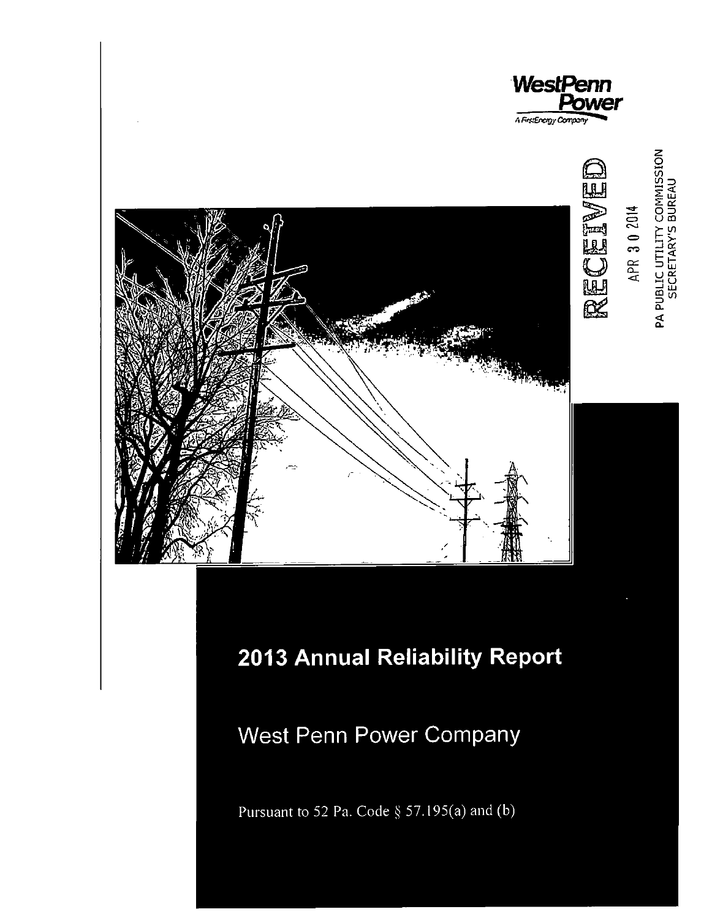WestPenn Power

A FirstEnergy Company

RECEIVED

APR 30 2014

PA PUBLIC UTILITY COMMISSION
SECRETARY'S BUREAU

# 2013 Annual Reliability Report

## West Penn Power Company

Pursuant to 52 Pa. Code § 57.195(a) and (b)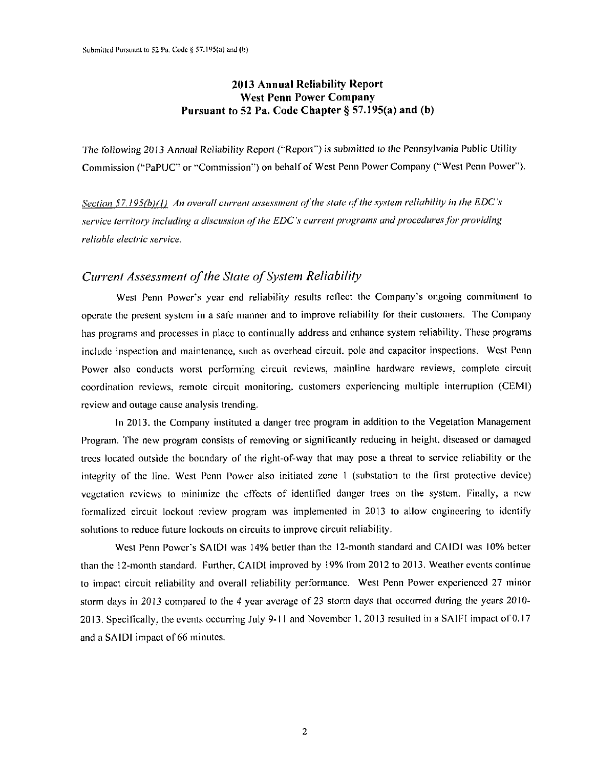## 2013 Annual Reliability Report
## West Penn Power Company
## Pursuant to 52 Pa. Code Chapter § 57.195(a) and (b)

The following 2013 Annual Reliability Report ("Report") is submitted to the Pennsylvania Public Utility Commission ("PaPUC" or "Commission") on behalf of West Penn Power Company ("West Penn Power").

*Section 57.195(b)(1) An overall current assessment of the state of the system reliability in the EDC's service territory including a discussion of the EDC's current programs and procedures for providing reliable electric service.*

### *Current Assessment of the State of System Reliability*

West Penn Power's year end reliability results reflect the Company's ongoing commitment to operate the present system in a safe manner and to improve reliability for their customers. The Company has programs and processes in place to continually address and enhance system reliability. These programs include inspection and maintenance, such as overhead circuit, pole and capacitor inspections. West Penn Power also conducts worst performing circuit reviews, mainline hardware reviews, complete circuit coordination reviews, remote circuit monitoring, customers experiencing multiple interruption (CEMI) review and outage cause analysis trending.

In 2013, the Company instituted a danger tree program in addition to the Vegetation Management Program. The new program consists of removing or significantly reducing in height, diseased or damaged trees located outside the boundary of the right-of-way that may pose a threat to service reliability or the integrity of the line. West Penn Power also initiated zone 1 (substation to the first protective device) vegetation reviews to minimize the effects of identified danger trees on the system. Finally, a new formalized circuit lockout review program was implemented in 2013 to allow engineering to identify solutions to reduce future lockouts on circuits to improve circuit reliability.

West Penn Power's SAIDI was 14% better than the 12-month standard and CAIDI was 10% better than the 12-month standard. Further, CAIDI improved by 19% from 2012 to 2013. Weather events continue to impact circuit reliability and overall reliability performance. West Penn Power experienced 27 minor storm days in 2013 compared to the 4 year average of 23 storm days that occurred during the years 2010-2013. Specifically, the events occurring July 9-11 and November 1, 2013 resulted in a SAIFI impact of 0.17 and a SAIDI impact of 66 minutes.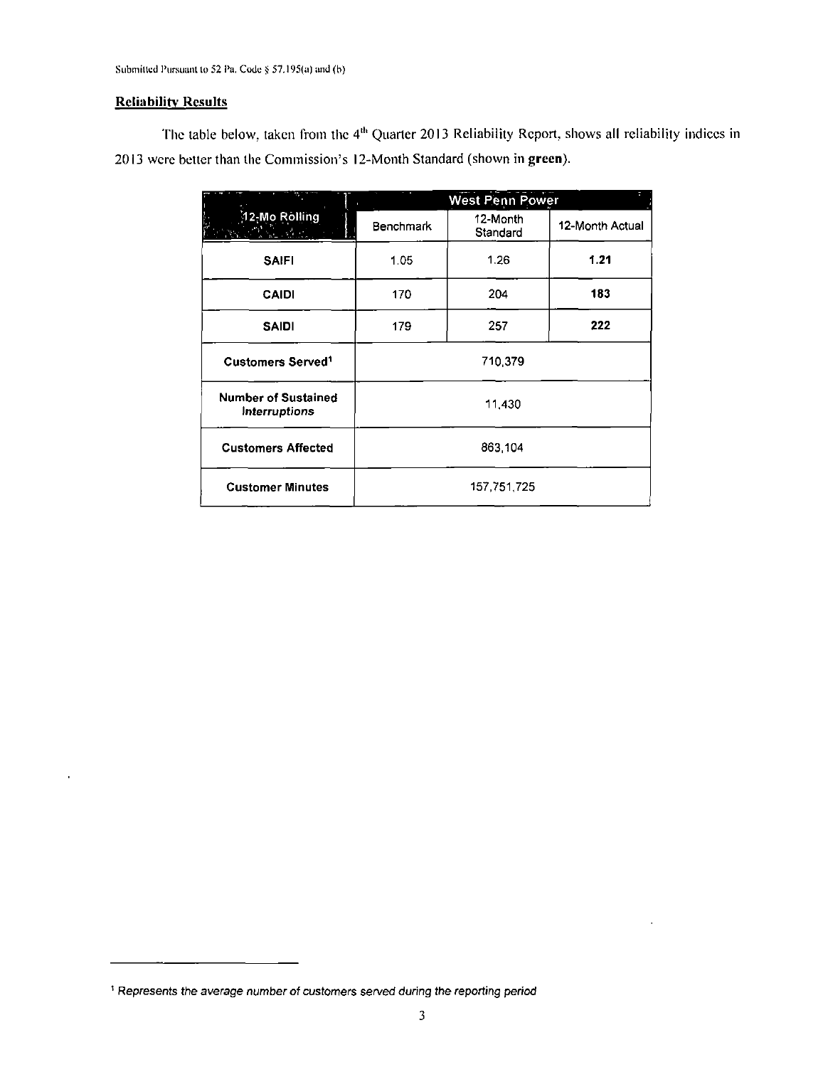## Reliability Results

The table below, taken from the 4th Quarter 2013 Reliability Report, shows all reliability indices in 2013 were better than the Commission's 12-Month Standard (shown in **green**).

| 12-Mo Rolling | West Penn Power | | |
|---|---|---|---|
| | Benchmark | 12-Month Standard | 12-Month Actual |
| **SAIFI** | 1.05 | 1.26 | **1.21** |
| **CAIDI** | 170 | 204 | **183** |
| **SAIDI** | 179 | 257 | **222** |
| **Customers Served[1]** | 710,379 | | |
| **Number of Sustained Interruptions** | 11,430 | | |
| **Customers Affected** | 863,104 | | |
| **Customer Minutes** | 157,751,725 | | |

[1] *Represents the average number of customers served during the reporting period*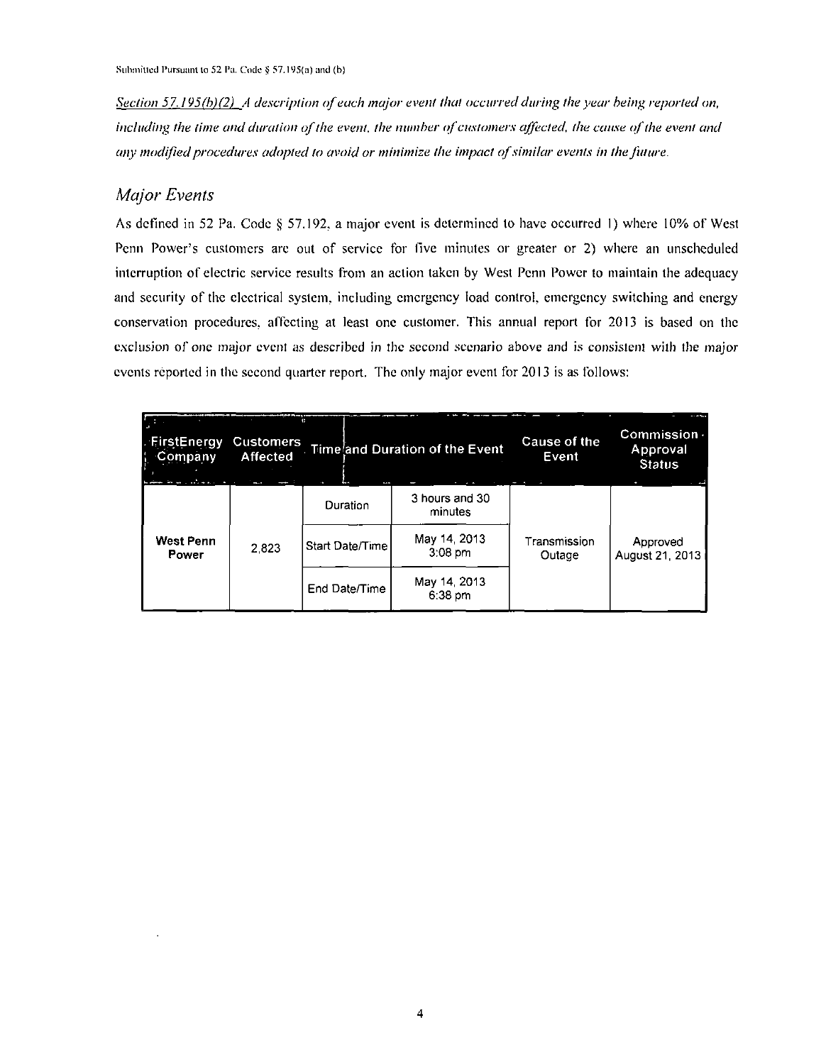Submitted Pursuant to 52 Pa. Code § 57.195(a) and (b)

*Section 57.195(b)(2) A description of each major event that occurred during the year being reported on, including the time and duration of the event, the number of customers affected, the cause of the event and any modified procedures adopted to avoid or minimize the impact of similar events in the future.*

## *Major Events*

As defined in 52 Pa. Code § 57.192, a major event is determined to have occurred 1) where 10% of West Penn Power's customers are out of service for five minutes or greater or 2) where an unscheduled interruption of electric service results from an action taken by West Penn Power to maintain the adequacy and security of the electrical system, including emergency load control, emergency switching and energy conservation procedures, affecting at least one customer. This annual report for 2013 is based on the exclusion of one major event as described in the second scenario above and is consistent with the major events reported in the second quarter report. The only major event for 2013 is as follows:

| FirstEnergy Company | Customers Affected | Time and Duration of the Event | | Cause of the Event | Commission Approval Status |
|---|---|---|---|---|---|
| **West Penn Power** | 2,823 | Duration | 3 hours and 30 minutes | Transmission Outage | Approved August 21, 2013 |
| | | Start Date/Time | May 14, 2013 3:08 pm | | |
| | | End Date/Time | May 14, 2013 6:38 pm | | |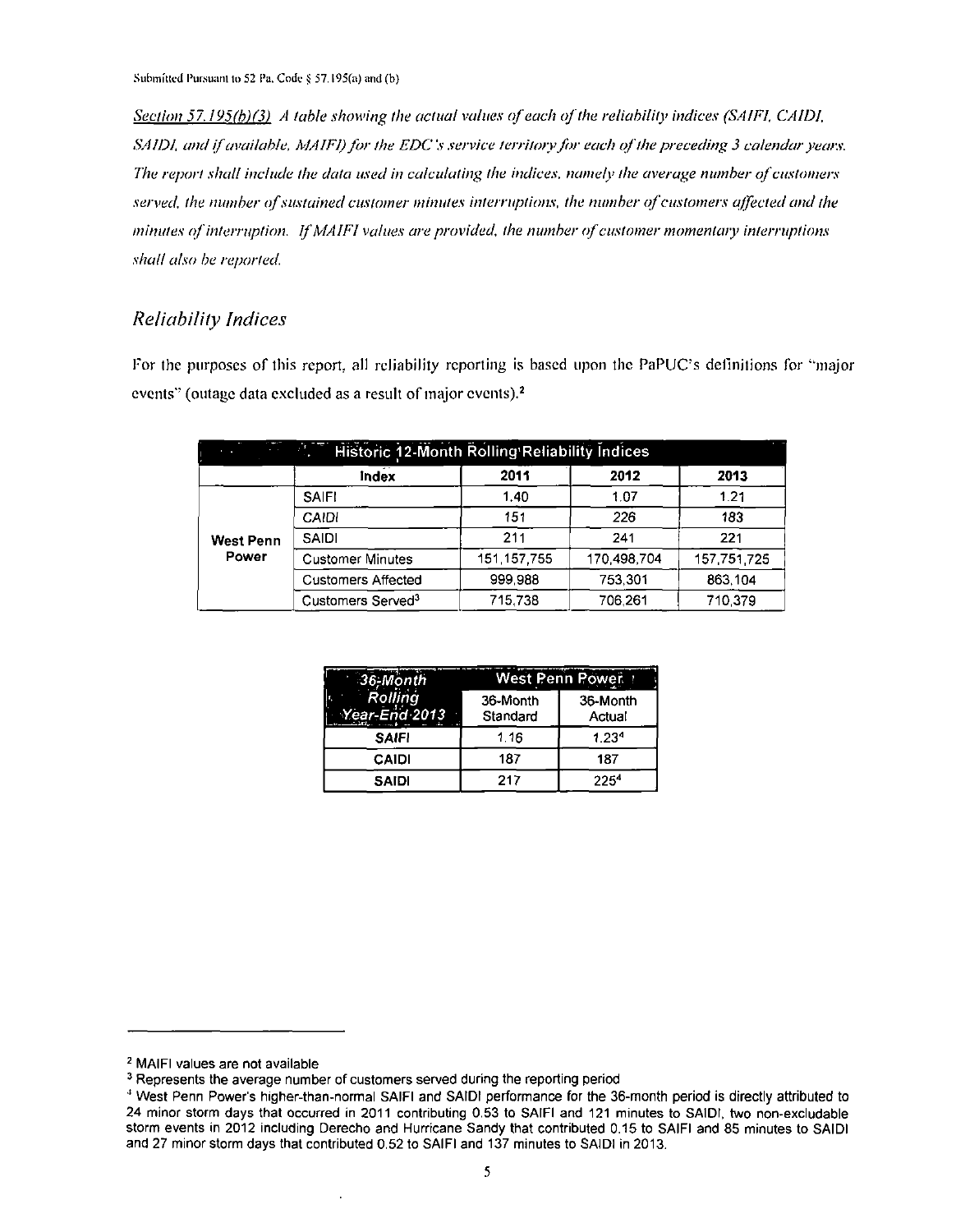*Section 57.195(b)(3) A table showing the actual values of each of the reliability indices (SAIFI, CAIDI, SAIDI, and if available, MAIFI) for the EDC's service territory for each of the preceding 3 calendar years. The report shall include the data used in calculating the indices, namely the average number of customers served, the number of sustained customer minutes interruptions, the number of customers affected and the minutes of interruption. If MAIFI values are provided, the number of customer momentary interruptions shall also be reported.*

## Reliability Indices

For the purposes of this report, all reliability reporting is based upon the PaPUC's definitions for "major events" (outage data excluded as a result of major events).[2]

| Historic 12-Month Rolling Reliability Indices | | | | |
|---|---|---|---|---|
| | Index | 2011 | 2012 | 2013 |
| West Penn Power | SAIFI | 1.40 | 1.07 | 1.21 |
| | CAIDI | 151 | 226 | 183 |
| | SAIDI | 211 | 241 | 221 |
| | Customer Minutes | 151,157,755 | 170,498,704 | 157,751,725 |
| | Customers Affected | 999,988 | 753,301 | 863,104 |
| | Customers Served[3] | 715,738 | 706,261 | 710,379 |

| 36-Month Rolling Year-End 2013 | West Penn Power | |
|---|---|---|
| | 36-Month Standard | 36-Month Actual |
| SAIFI | 1.16 | 1.23[4] |
| CAIDI | 187 | 187 |
| SAIDI | 217 | 225[4] |

---

[2] MAIFI values are not available

[3] Represents the average number of customers served during the reporting period

[4] West Penn Power's higher-than-normal SAIFI and SAIDI performance for the 36-month period is directly attributed to 24 minor storm days that occurred in 2011 contributing 0.53 to SAIFI and 121 minutes to SAIDI, two non-excludable storm events in 2012 including Derecho and Hurricane Sandy that contributed 0.15 to SAIFI and 85 minutes to SAIDI and 27 minor storm days that contributed 0.52 to SAIFI and 137 minutes to SAIDI in 2013.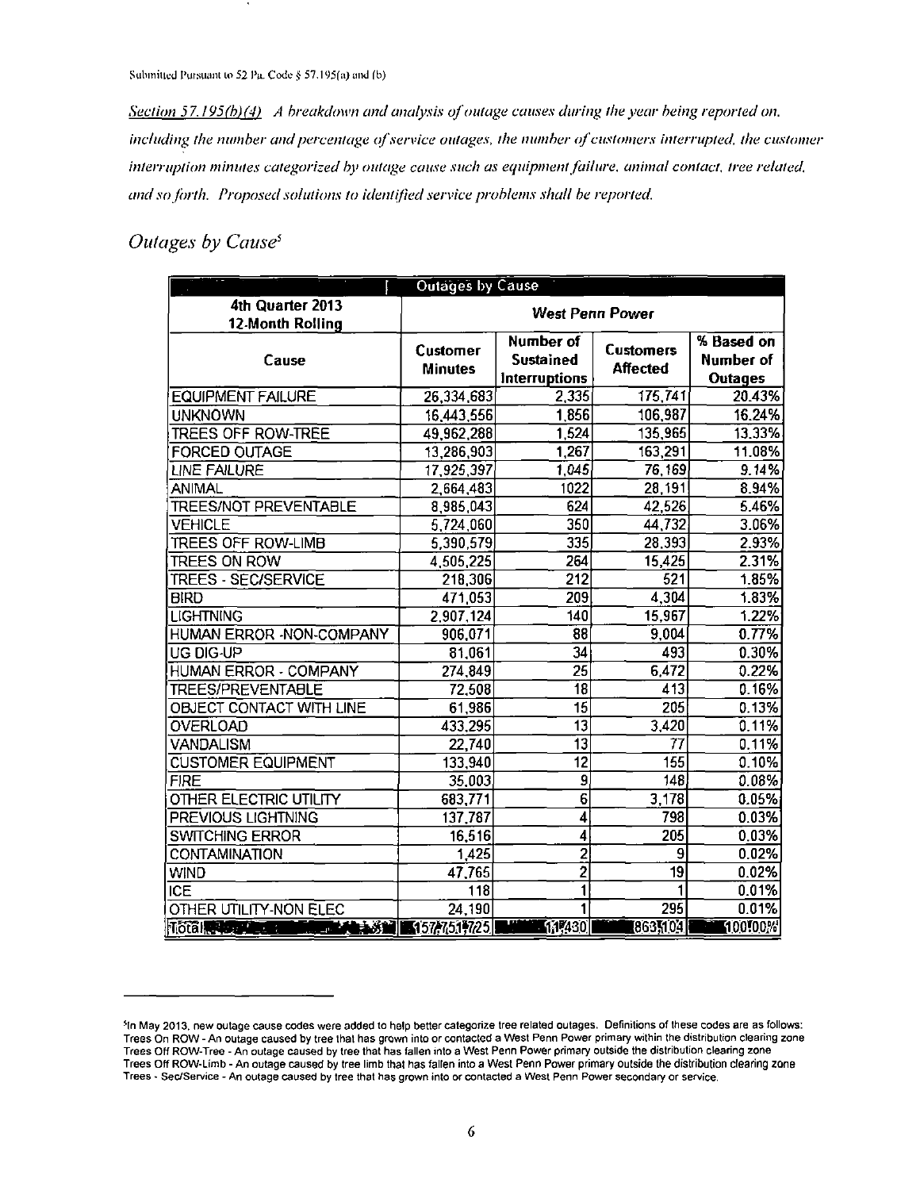Submitted Pursuant to 52 Pa. Code § 57.195(a) and (b)

*Section 57.195(b)(4) A breakdown and analysis of outage causes during the year being reported on, including the number and percentage of service outages, the number of customers interrupted, the customer interruption minutes categorized by outage cause such as equipment failure, animal contact, tree related, and so forth. Proposed solutions to identified service problems shall be reported.*

## *Outages by Cause*[5]

| Outages by Cause | | | | |
|---|---|---|---|---|
| **4th Quarter 2013 12-Month Rolling** | **West Penn Power** | | | |
| **Cause** | **Customer Minutes** | **Number of Sustained Interruptions** | **Customers Affected** | **% Based on Number of Outages** |
| EQUIPMENT FAILURE | 26,334,683 | 2,335 | 175,741 | 20.43% |
| UNKNOWN | 16,443,556 | 1,856 | 106,987 | 16.24% |
| TREES OFF ROW-TREE | 49,962,288 | 1,524 | 135,965 | 13.33% |
| FORCED OUTAGE | 13,286,903 | 1,267 | 163,291 | 11.08% |
| LINE FAILURE | 17,925,397 | 1,045 | 76,169 | 9.14% |
| ANIMAL | 2,664,483 | 1022 | 28,191 | 8.94% |
| TREES/NOT PREVENTABLE | 8,985,043 | 624 | 42,526 | 5.46% |
| VEHICLE | 5,724,060 | 350 | 44,732 | 3.06% |
| TREES OFF ROW-LIMB | 5,390,579 | 335 | 28,393 | 2.93% |
| TREES ON ROW | 4,505,225 | 264 | 15,425 | 2.31% |
| TREES - SEC/SERVICE | 218,306 | 212 | 521 | 1.85% |
| BIRD | 471,053 | 209 | 4,304 | 1.83% |
| LIGHTNING | 2,907,124 | 140 | 15,967 | 1.22% |
| HUMAN ERROR -NON-COMPANY | 906,071 | 88 | 9,004 | 0.77% |
| UG DIG-UP | 81,061 | 34 | 493 | 0.30% |
| HUMAN ERROR - COMPANY | 274,849 | 25 | 6,472 | 0.22% |
| TREES/PREVENTABLE | 72,508 | 18 | 413 | 0.16% |
| OBJECT CONTACT WITH LINE | 61,986 | 15 | 205 | 0.13% |
| OVERLOAD | 433,295 | 13 | 3,420 | 0.11% |
| VANDALISM | 22,740 | 13 | 77 | 0.11% |
| CUSTOMER EQUIPMENT | 133,940 | 12 | 155 | 0.10% |
| FIRE | 35,003 | 9 | 148 | 0.08% |
| OTHER ELECTRIC UTILITY | 683,771 | 6 | 3,178 | 0.05% |
| PREVIOUS LIGHTNING | 137,787 | 4 | 798 | 0.03% |
| SWITCHING ERROR | 16,516 | 4 | 205 | 0.03% |
| CONTAMINATION | 1,425 | 2 | 9 | 0.02% |
| WIND | 47,765 | 2 | 19 | 0.02% |
| ICE | 118 | 1 | 1 | 0.01% |
| OTHER UTILITY-NON ELEC | 24,190 | 1 | 295 | 0.01% |
| Total | 157,751,725 | 11,430 | 863,104 | 100.00% |

---

[5] In May 2013, new outage cause codes were added to help better categorize tree related outages. Definitions of these codes are as follows:
Trees On ROW - An outage caused by tree that has grown into or contacted a West Penn Power primary within the distribution clearing zone
Trees Off ROW-Tree - An outage caused by tree that has fallen into a West Penn Power primary outside the distribution clearing zone
Trees Off ROW-Limb - An outage caused by tree limb that has fallen into a West Penn Power primary outside the distribution clearing zone
Trees - Sec/Service - An outage caused by tree that has grown into or contacted a West Penn Power secondary or service.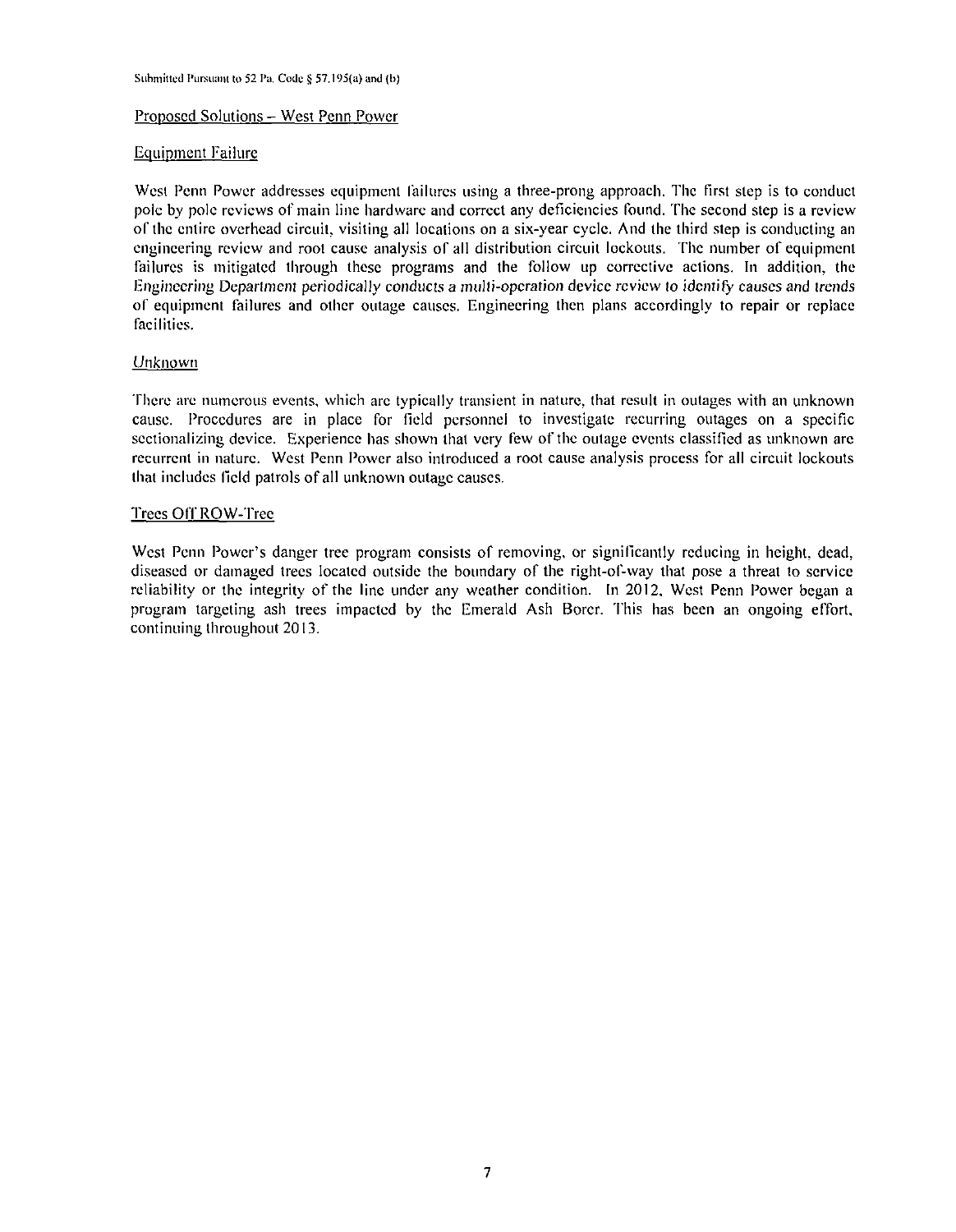Submitted Pursuant to 52 Pa. Code § 57.195(a) and (b)

## Proposed Solutions – West Penn Power

### Equipment Failure

West Penn Power addresses equipment failures using a three-prong approach. The first step is to conduct pole by pole reviews of main line hardware and correct any deficiencies found. The second step is a review of the entire overhead circuit, visiting all locations on a six-year cycle. And the third step is conducting an engineering review and root cause analysis of all distribution circuit lockouts. The number of equipment failures is mitigated through these programs and the follow up corrective actions. In addition, the Engineering Department periodically conducts a multi-operation device review to identify causes and trends of equipment failures and other outage causes. Engineering then plans accordingly to repair or replace facilities.

### Unknown

There are numerous events, which are typically transient in nature, that result in outages with an unknown cause. Procedures are in place for field personnel to investigate recurring outages on a specific sectionalizing device. Experience has shown that very few of the outage events classified as unknown are recurrent in nature. West Penn Power also introduced a root cause analysis process for all circuit lockouts that includes field patrols of all unknown outage causes.

### Trees Off ROW-Tree

West Penn Power's danger tree program consists of removing, or significantly reducing in height, dead, diseased or damaged trees located outside the boundary of the right-of-way that pose a threat to service reliability or the integrity of the line under any weather condition. In 2012, West Penn Power began a program targeting ash trees impacted by the Emerald Ash Borer. This has been an ongoing effort, continuing throughout 2013.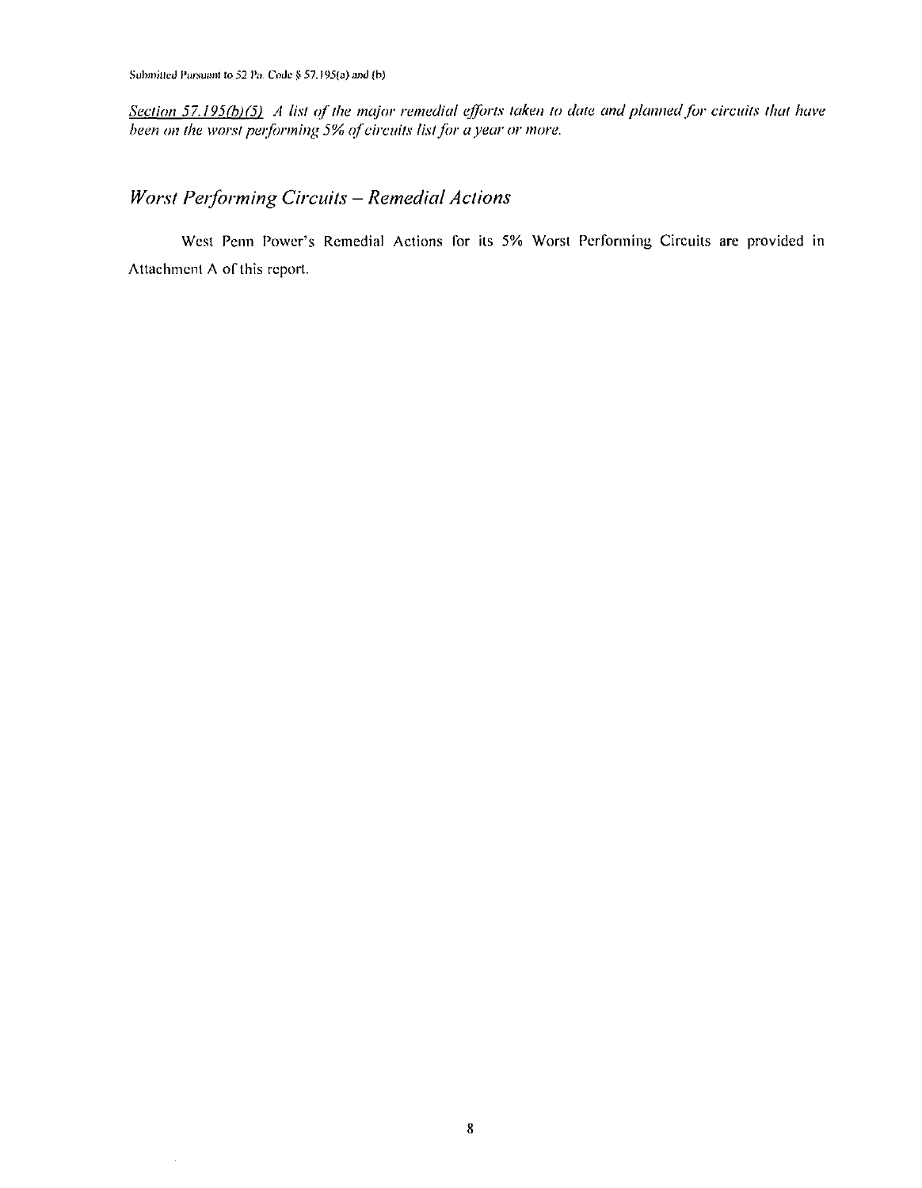*Section 57.195(b)(5)* *A list of the major remedial efforts taken to date and planned for circuits that have been on the worst performing 5% of circuits list for a year or more.*

## *Worst Performing Circuits – Remedial Actions*

West Penn Power's Remedial Actions for its 5% Worst Performing Circuits are provided in Attachment A of this report.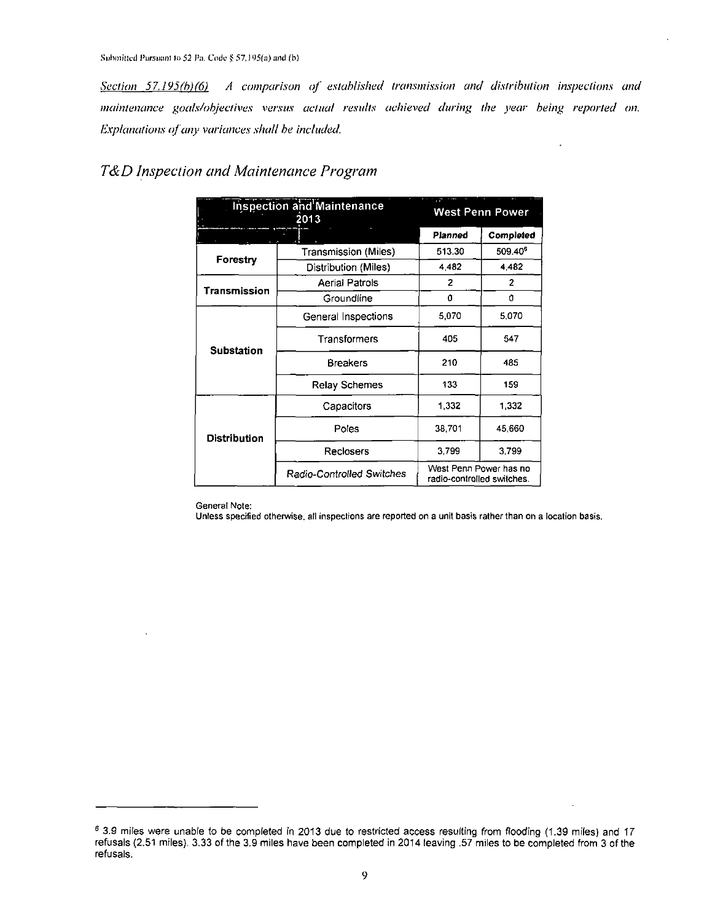Submitted Pursuant to 52 Pa. Code § 57.195(a) and (b)

*Section 57.195(b)(6) A comparison of established transmission and distribution inspections and maintenance goals/objectives versus actual results achieved during the year being reported on. Explanations of any variances shall be included.*

## *T&D Inspection and Maintenance Program*

| Inspection and Maintenance 2013 | | West Penn Power | |
|---|---|---|---|
| | | **Planned** | **Completed** |
| **Forestry** | Transmission (Miles) | 513.30 | 509.40[6] |
| | Distribution (Miles) | 4,482 | 4,482 |
| **Transmission** | Aerial Patrols | 2 | 2 |
| | Groundline | 0 | 0 |
| **Substation** | General Inspections | 5,070 | 5,070 |
| | Transformers | 405 | 547 |
| | Breakers | 210 | 485 |
| | Relay Schemes | 133 | 159 |
| **Distribution** | Capacitors | 1,332 | 1,332 |
| | Poles | 38,701 | 45,660 |
| | Reclosers | 3,799 | 3,799 |
| | *Radio-Controlled Switches* | West Penn Power has no radio-controlled switches. | |

General Note:
Unless specified otherwise, all inspections are reported on a unit basis rather than on a location basis.

---

[6] 3.9 miles were unable to be completed in 2013 due to restricted access resulting from flooding (1.39 miles) and 17 refusals (2.51 miles). 3.33 of the 3.9 miles have been completed in 2014 leaving .57 miles to be completed from 3 of the refusals.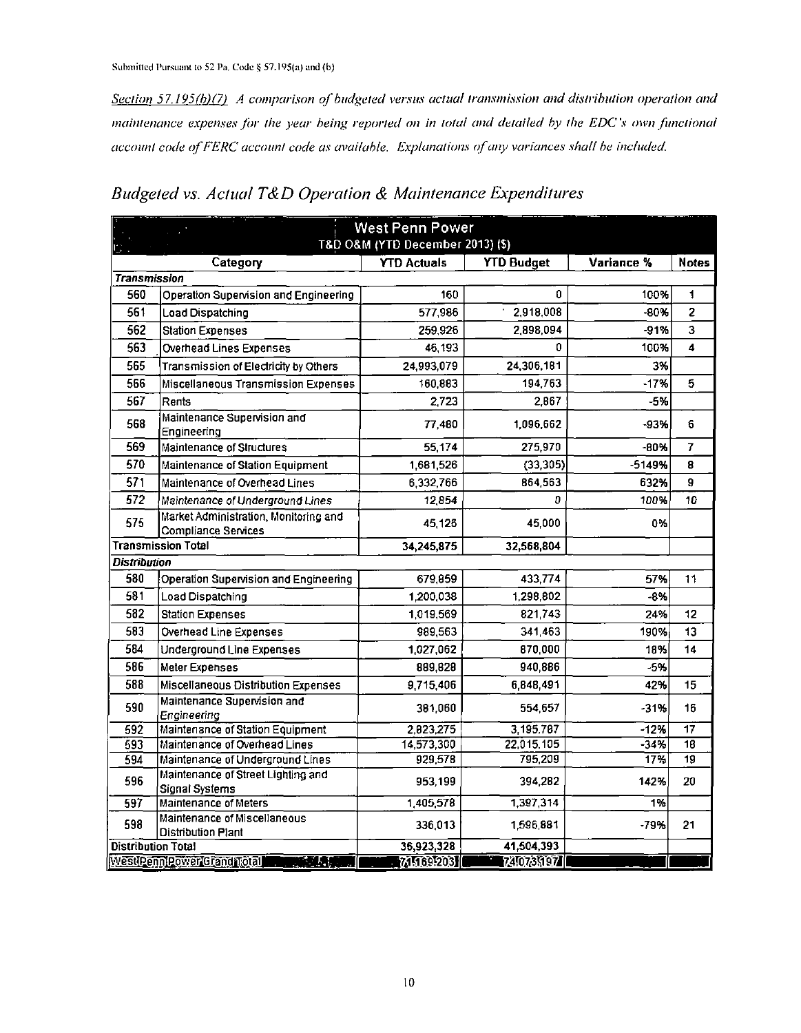Submitted Pursuant to 52 Pa. Code § 57.195(a) and (b)

*Section 57.195(b)(7) A comparison of budgeted versus actual transmission and distribution operation and maintenance expenses for the year being reported on in total and detailed by the EDC's own functional account code of FERC account code as available. Explanations of any variances shall be included.*

## *Budgeted vs. Actual T&D Operation & Maintenance Expenditures*

| West Penn Power T&D O&M (YTD December 2013) ($) | | | | | |
|---|---|---|---|---|---|
| | **Category** | **YTD Actuals** | **YTD Budget** | **Variance %** | **Notes** |
| ***Transmission*** | | | | | |
| 560 | Operation Supervision and Engineering | 160 | 0 | 100% | 1 |
| 561 | Load Dispatching | 577,986 | 2,918,008 | -80% | 2 |
| 562 | Station Expenses | 259,926 | 2,898,094 | -91% | 3 |
| 563 | Overhead Lines Expenses | 46,193 | 0 | 100% | 4 |
| 565 | Transmission of Electricity by Others | 24,993,079 | 24,306,181 | 3% | |
| 566 | Miscellaneous Transmission Expenses | 160,883 | 194,763 | -17% | 5 |
| 567 | Rents | 2,723 | 2,867 | -5% | |
| 568 | Maintenance Supervision and Engineering | 77,480 | 1,096,662 | -93% | 6 |
| 569 | Maintenance of Structures | 55,174 | 275,970 | -80% | 7 |
| 570 | Maintenance of Station Equipment | 1,681,526 | (33,305) | -5149% | 8 |
| 571 | Maintenance of Overhead Lines | 6,332,766 | 864,563 | 632% | 9 |
| 572 | Maintenance of Underground Lines | 12,854 | 0 | 100% | 10 |
| 575 | Market Administration, Monitoring and Compliance Services | 45,126 | 45,000 | 0% | |
| **Transmission Total** | | **34,245,875** | **32,568,804** | | |
| ***Distribution*** | | | | | |
| 580 | Operation Supervision and Engineering | 679,859 | 433,774 | 57% | 11 |
| 581 | Load Dispatching | 1,200,038 | 1,298,802 | -8% | |
| 582 | Station Expenses | 1,019,569 | 821,743 | 24% | 12 |
| 583 | Overhead Line Expenses | 989,563 | 341,463 | 190% | 13 |
| 584 | Underground Line Expenses | 1,027,062 | 870,000 | 18% | 14 |
| 586 | Meter Expenses | 889,828 | 940,886 | -5% | |
| 588 | Miscellaneous Distribution Expenses | 9,715,406 | 6,848,491 | 42% | 15 |
| 590 | Maintenance Supervision and Engineering | 381,060 | 554,657 | -31% | 16 |
| 592 | Maintenance of Station Equipment | 2,823,275 | 3,195,787 | -12% | 17 |
| 593 | Maintenance of Overhead Lines | 14,573,300 | 22,015,105 | -34% | 18 |
| 594 | Maintenance of Underground Lines | 929,578 | 795,209 | 17% | 19 |
| 596 | Maintenance of Street Lighting and Signal Systems | 953,199 | 394,282 | 142% | 20 |
| 597 | Maintenance of Meters | 1,405,578 | 1,397,314 | 1% | |
| 598 | Maintenance of Miscellaneous Distribution Plant | 336,013 | 1,596,881 | -79% | 21 |
| **Distribution Total** | | **36,923,328** | **41,504,393** | | |
| **West Penn Power Grand Total** | | **71,169,203** | **74,073,197** | | |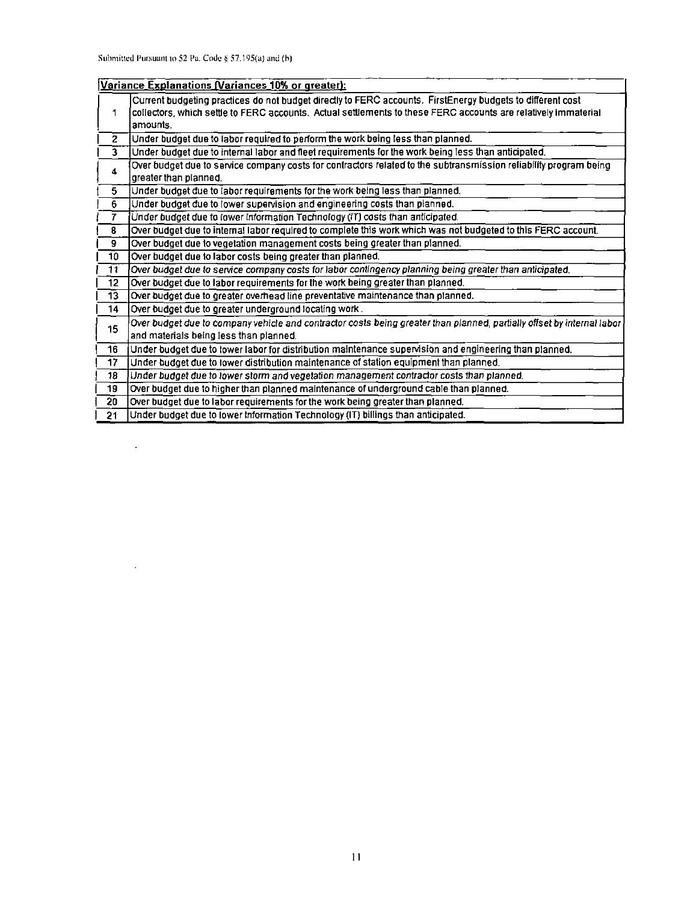Submitted Pursuant to 52 Pa. Code § 57.195(a) and (b)

| Variance Explanations (Variances 10% or greater): | |
|---|---|
| 1 | Current budgeting practices do not budget directly to FERC accounts. FirstEnergy budgets to different cost collectors, which settle to FERC accounts. Actual settlements to these FERC accounts are relatively immaterial amounts. |
| 2 | Under budget due to labor required to perform the work being less than planned. |
| 3 | Under budget due to internal labor and fleet requirements for the work being less than anticipated. |
| 4 | Over budget due to service company costs for contractors related to the subtransmission reliability program being greater than planned. |
| 5 | Under budget due to labor requirements for the work being less than planned. |
| 6 | Under budget due to lower supervision and engineering costs than planned. |
| 7 | Under budget due to lower Information Technology (IT) costs than anticipated. |
| 8 | Over budget due to internal labor required to complete this work which was not budgeted to this FERC account. |
| 9 | Over budget due to vegetation management costs being greater than planned. |
| 10 | Over budget due to labor costs being greater than planned. |
| 11 | Over budget due to service company costs for labor contingency planning being greater than anticipated. |
| 12 | Over budget due to labor requirements for the work being greater than planned. |
| 13 | Over budget due to greater overhead line preventative maintenance than planned. |
| 14 | Over budget due to greater underground locating work. |
| 15 | Over budget due to company vehicle and contractor costs being greater than planned, partially offset by internal labor and materials being less than planned. |
| 16 | Under budget due to lower labor for distribution maintenance supervision and engineering than planned. |
| 17 | Under budget due to lower distribution maintenance of station equipment than planned. |
| 18 | Under budget due to lower storm and vegetation management contractor costs than planned. |
| 19 | Over budget due to higher than planned maintenance of underground cable than planned. |
| 20 | Over budget due to labor requirements for the work being greater than planned. |
| 21 | Under budget due to lower Information Technology (IT) billings than anticipated. |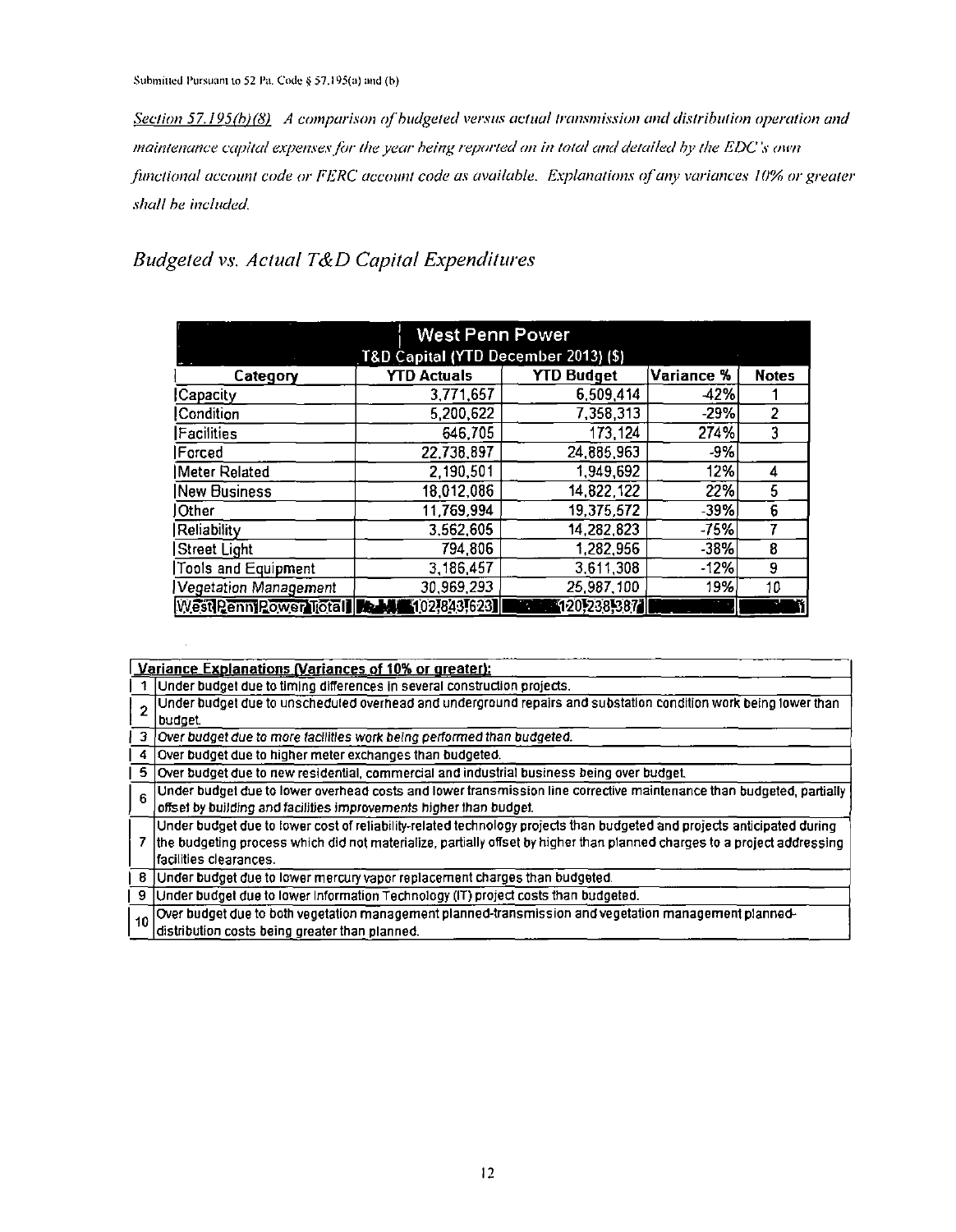Submitted Pursuant to 52 Pa. Code § 57.195(a) and (b)

*Section 57.195(b)(8) A comparison of budgeted versus actual transmission and distribution operation and maintenance capital expenses for the year being reported on in total and detailed by the EDC's own functional account code or FERC account code as available. Explanations of any variances 10% or greater shall be included.*

## *Budgeted vs. Actual T&D Capital Expenditures*

| West Penn Power T&D Capital (YTD December 2013) ($) | | | | |
|---|---|---|---|---|
| **Category** | **YTD Actuals** | **YTD Budget** | **Variance %** | **Notes** |
| Capacity | 3,771,657 | 6,509,414 | -42% | 1 |
| Condition | 5,200,622 | 7,358,313 | -29% | 2 |
| Facilities | 646,705 | 173,124 | 274% | 3 |
| Forced | 22,738,897 | 24,885,963 | -9% | |
| Meter Related | 2,190,501 | 1,949,692 | 12% | 4 |
| New Business | 18,012,086 | 14,822,122 | 22% | 5 |
| Other | 11,769,994 | 19,375,572 | -39% | 6 |
| Reliability | 3,562,605 | 14,282,823 | -75% | 7 |
| Street Light | 794,806 | 1,282,956 | -38% | 8 |
| Tools and Equipment | 3,186,457 | 3,611,308 | -12% | 9 |
| Vegetation Management | 30,969,293 | 25,987,100 | 19% | 10 |
| West Penn Power Total | 102,843,623 | 120,238,387 | | |

| Variance Explanations (Variances of 10% or greater): | |
|---|---|
| 1 | Under budget due to timing differences in several construction projects. |
| 2 | Under budget due to unscheduled overhead and underground repairs and substation condition work being lower than budget. |
| 3 | Over budget due to more facilities work being performed than budgeted. |
| 4 | Over budget due to higher meter exchanges than budgeted. |
| 5 | Over budget due to new residential, commercial and industrial business being over budget. |
| 6 | Under budget due to lower overhead costs and lower transmission line corrective maintenance than budgeted, partially offset by building and facilities improvements higher than budget. |
| 7 | Under budget due to lower cost of reliability-related technology projects than budgeted and projects anticipated during the budgeting process which did not materialize, partially offset by higher than planned charges to a project addressing facilities clearances. |
| 8 | Under budget due to lower mercury vapor replacement charges than budgeted. |
| 9 | Under budget due to lower Information Technology (IT) project costs than budgeted. |
| 10 | Over budget due to both vegetation management planned-transmission and vegetation management planned-distribution costs being greater than planned. |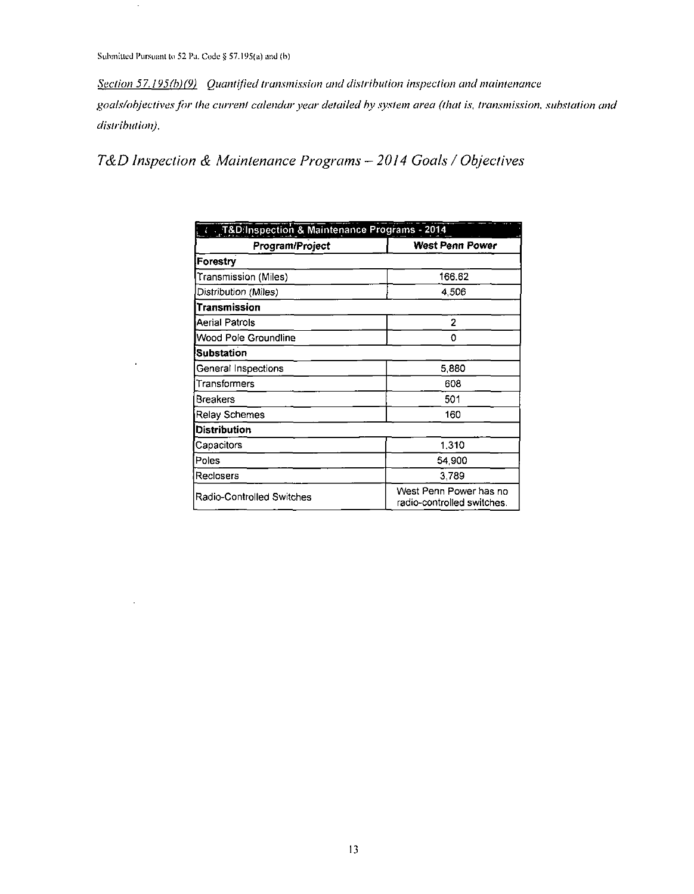Submitted Pursuant to 52 Pa. Code § 57.195(a) and (b)

*Section 57.195(b)(9) Quantified transmission and distribution inspection and maintenance goals/objectives for the current calendar year detailed by system area (that is, transmission, substation and distribution).*

## *T&D Inspection & Maintenance Programs – 2014 Goals / Objectives*

| T&D Inspection & Maintenance Programs - 2014 | |
|---|---|
| **Program/Project** | **West Penn Power** |
| **Forestry** | |
| Transmission (Miles) | 166.62 |
| Distribution (Miles) | 4,506 |
| **Transmission** | |
| Aerial Patrols | 2 |
| Wood Pole Groundline | 0 |
| **Substation** | |
| General Inspections | 5,880 |
| Transformers | 608 |
| Breakers | 501 |
| Relay Schemes | 160 |
| **Distribution** | |
| Capacitors | 1,310 |
| Poles | 54,900 |
| Reclosers | 3,789 |
| Radio-Controlled Switches | West Penn Power has no radio-controlled switches. |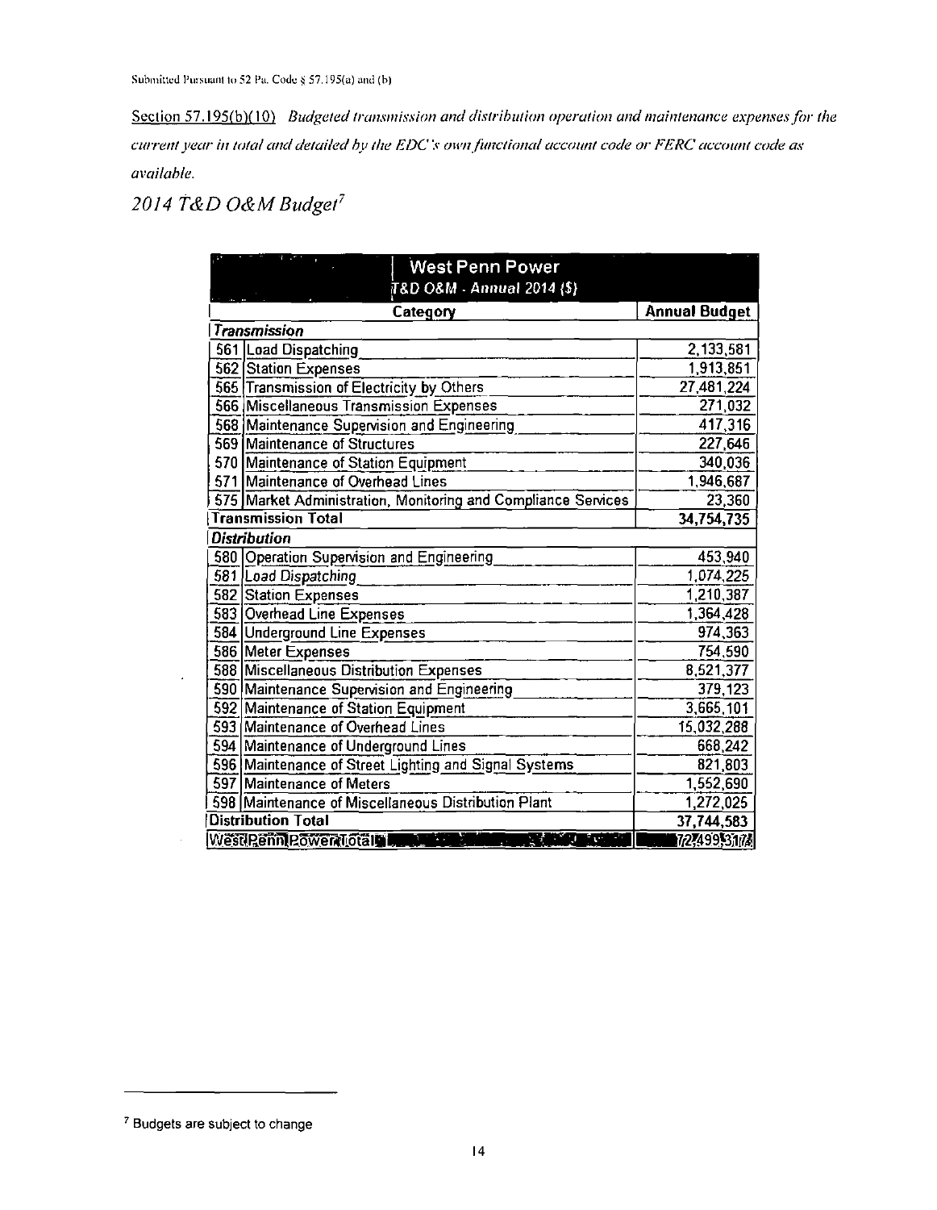Submitted Pursuant to 52 Pa. Code § 57.195(a) and (b)

Section 57.195(b)(10) *Budgeted transmission and distribution operation and maintenance expenses for the current year in total and detailed by the EDC's own functional account code or FERC account code as available.*

## *2014 T&D O&M Budget*[7]

| West Penn Power T&D O&M - Annual 2014 ($) | | |
|---|---|---|
| **Category** | | **Annual Budget** |
| ***Transmission*** | | |
| 561 | Load Dispatching | 2,133,581 |
| 562 | Station Expenses | 1,913,851 |
| 565 | Transmission of Electricity by Others | 27,481,224 |
| 566 | Miscellaneous Transmission Expenses | 271,032 |
| 568 | Maintenance Supervision and Engineering | 417,316 |
| 569 | Maintenance of Structures | 227,646 |
| 570 | Maintenance of Station Equipment | 340,036 |
| 571 | Maintenance of Overhead Lines | 1,946,687 |
| 575 | Market Administration, Monitoring and Compliance Services | 23,360 |
| **Transmission Total** | | **34,754,735** |
| ***Distribution*** | | |
| 580 | Operation Supervision and Engineering | 453,940 |
| 581 | Load Dispatching | 1,074,225 |
| 582 | Station Expenses | 1,210,387 |
| 583 | Overhead Line Expenses | 1,364,428 |
| 584 | Underground Line Expenses | 974,363 |
| 586 | Meter Expenses | 754,590 |
| 588 | Miscellaneous Distribution Expenses | 8,521,377 |
| 590 | Maintenance Supervision and Engineering | 379,123 |
| 592 | Maintenance of Station Equipment | 3,665,101 |
| 593 | Maintenance of Overhead Lines | 15,032,288 |
| 594 | Maintenance of Underground Lines | 668,242 |
| 596 | Maintenance of Street Lighting and Signal Systems | 821,803 |
| 597 | Maintenance of Meters | 1,552,690 |
| 598 | Maintenance of Miscellaneous Distribution Plant | 1,272,025 |
| **Distribution Total** | | **37,744,583** |
| **West Penn Power Total** | | **72,499,317** |

[7] Budgets are subject to change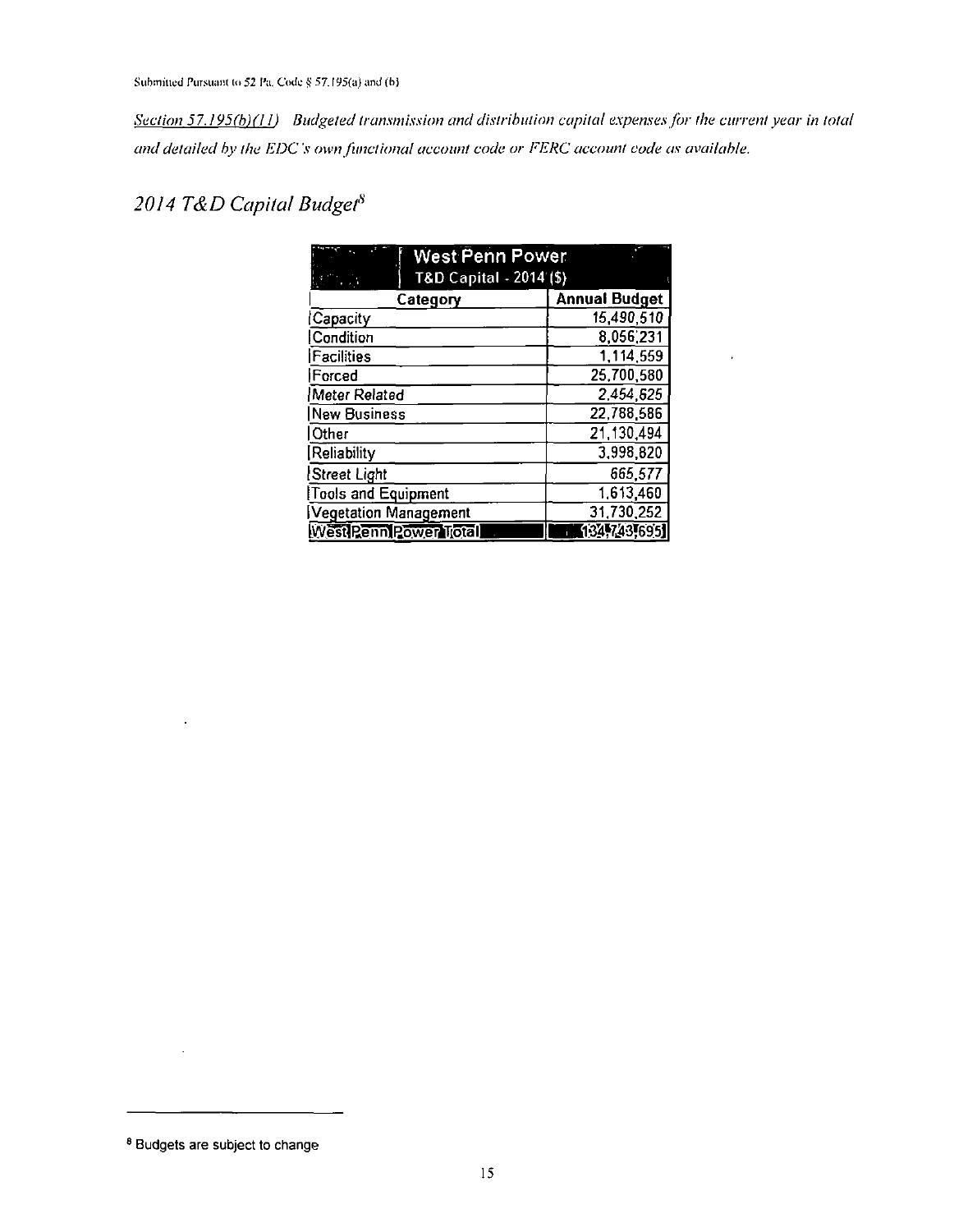Submitted Pursuant to 52 Pa. Code § 57.195(a) and (b)

*Section 57.195(b)(11) Budgeted transmission and distribution capital expenses for the current year in total and detailed by the EDC's own functional account code or FERC account code as available.*

## *2014 T&D Capital Budget*[8]

| West Penn Power T&D Capital - 2014 ($) | |
|---|---|
| **Category** | **Annual Budget** |
| Capacity | 15,490,510 |
| Condition | 8,056,231 |
| Facilities | 1,114,559 |
| Forced | 25,700,580 |
| Meter Related | 2,454,625 |
| New Business | 22,788,586 |
| Other | 21,130,494 |
| Reliability | 3,998,820 |
| Street Light | 665,577 |
| Tools and Equipment | 1,613,460 |
| Vegetation Management | 31,730,252 |
| **West Penn Power Total** | **134,743,695** |

[8] Budgets are subject to change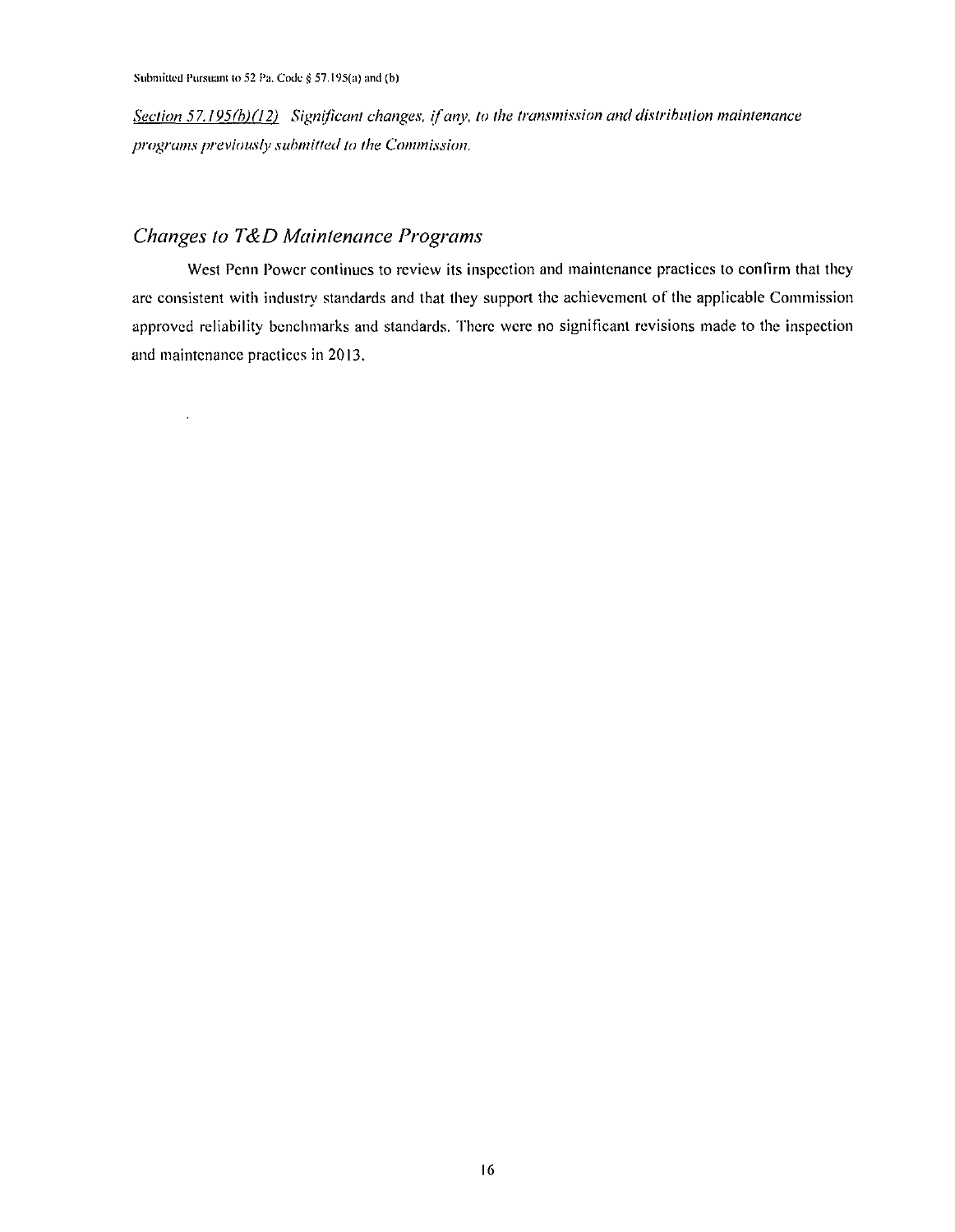*Section 57.195(b)(12) Significant changes, if any, to the transmission and distribution maintenance programs previously submitted to the Commission.*

## *Changes to T&D Maintenance Programs*

West Penn Power continues to review its inspection and maintenance practices to confirm that they are consistent with industry standards and that they support the achievement of the applicable Commission approved reliability benchmarks and standards. There were no significant revisions made to the inspection and maintenance practices in 2013.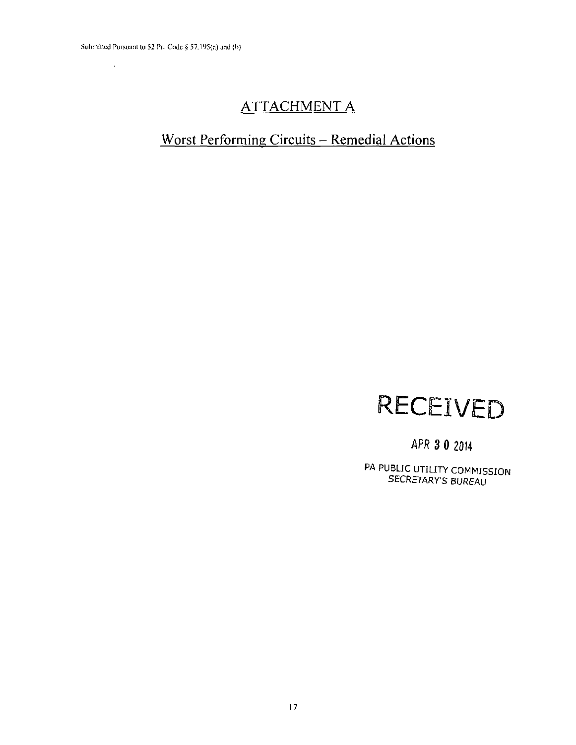Submitted Pursuant to 52 Pa. Code § 57.195(a) and (b)

# ATTACHMENT A

## Worst Performing Circuits – Remedial Actions

RECEIVED

APR 30 2014

PA PUBLIC UTILITY COMMISSION
SECRETARY'S BUREAU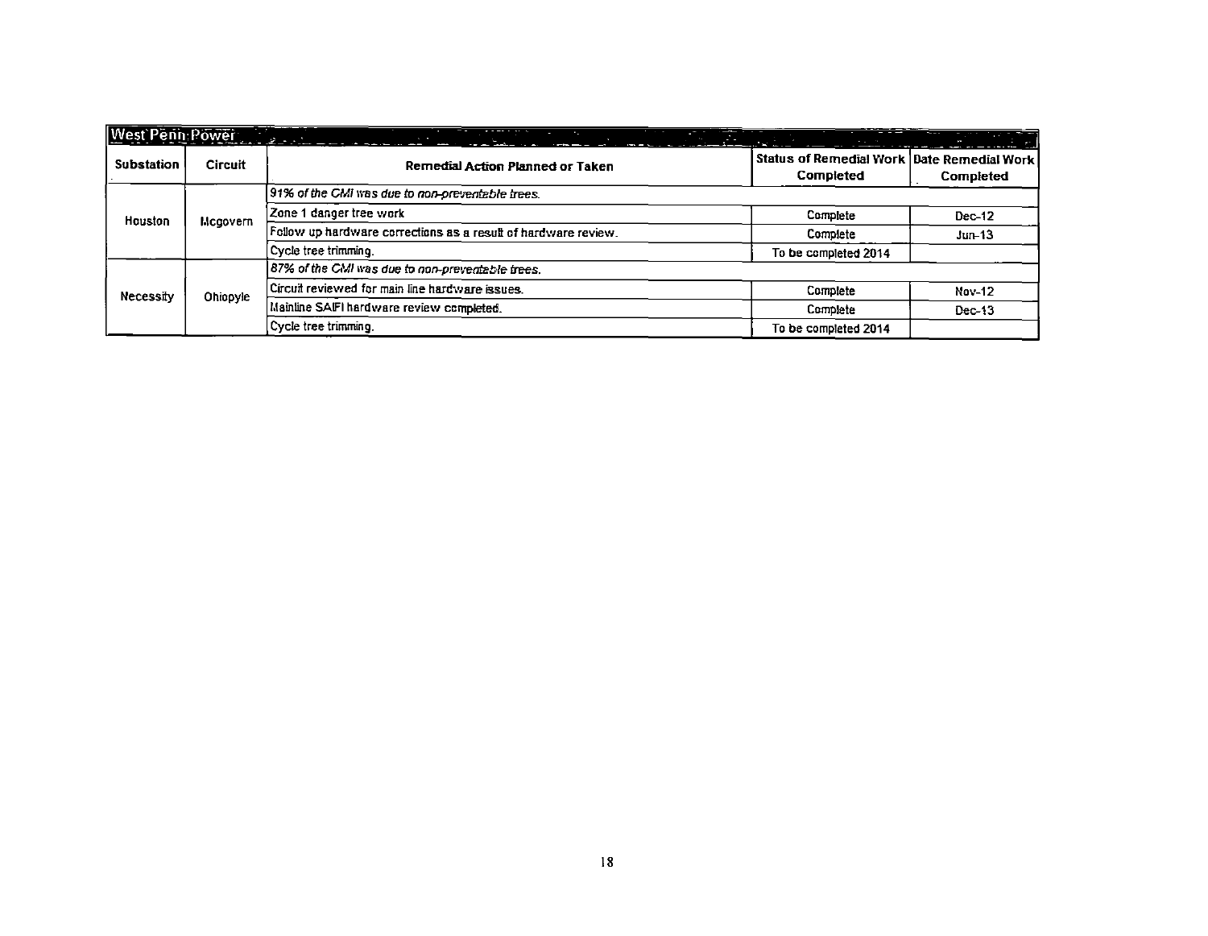| West Penn Power | | | | |
|---|---|---|---|---|
| **Substation** | **Circuit** | **Remedial Action Planned or Taken** | **Status of Remedial Work Completed** | **Date Remedial Work Completed** |
| Houston | Mcgovern | *91% of the CMI was due to non-preventable trees.* | | |
| | | Zone 1 danger tree work | Complete | Dec-12 |
| | | Follow up hardware corrections as a result of hardware review. | Complete | Jun-13 |
| | | Cycle tree trimming. | To be completed 2014 | |
| Necessity | Ohiopyle | *87% of the CMI was due to non-preventable trees.* | | |
| | | Circuit reviewed for main line hardware issues. | Complete | Nov-12 |
| | | Mainline SAIFI hardware review completed. | Complete | Dec-13 |
| | | Cycle tree trimming. | To be completed 2014 | |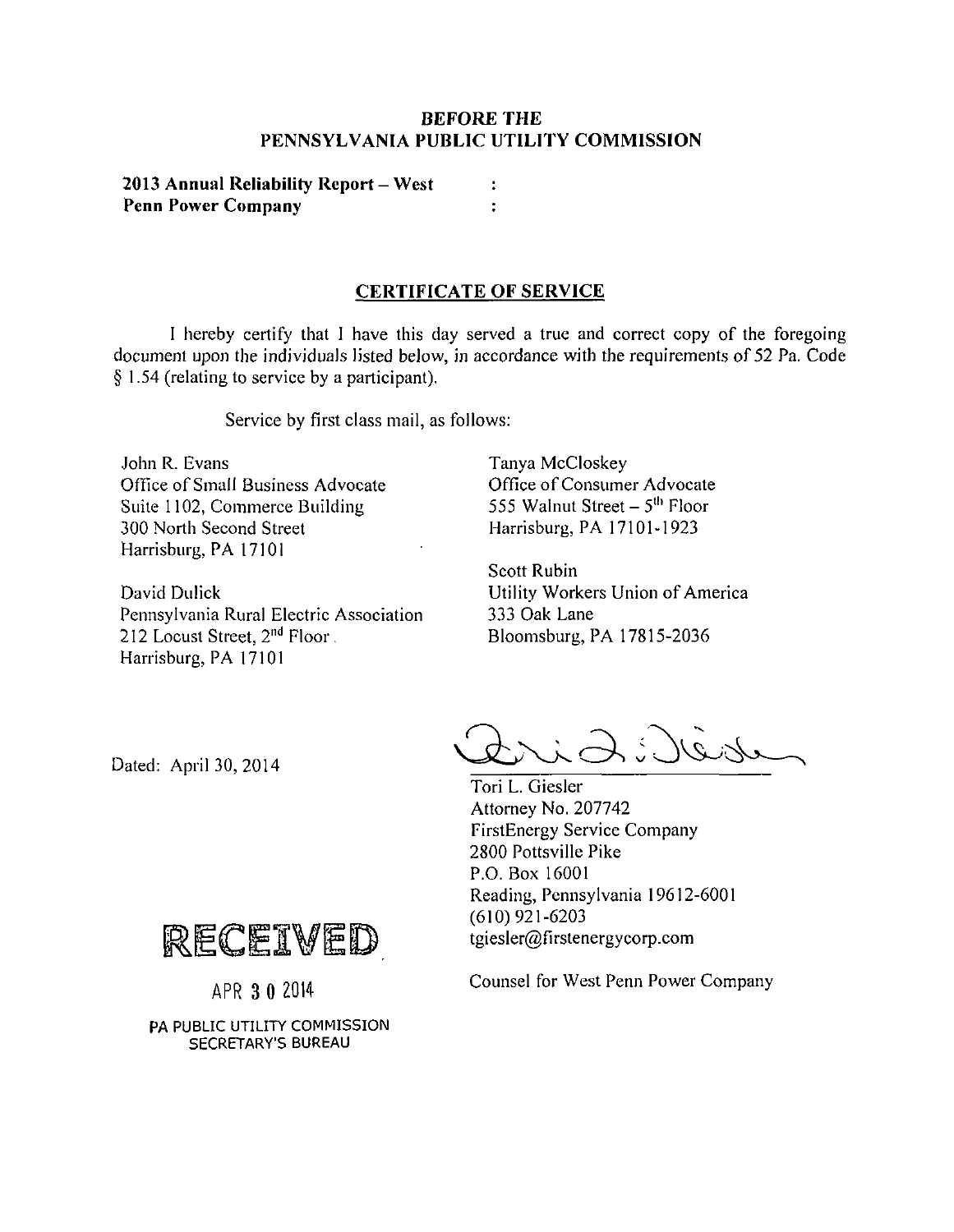***BEFORE THE***
**PENNSYLVANIA PUBLIC UTILITY COMMISSION**

**2013 Annual Reliability Report – West Penn Power Company** :
:

**CERTIFICATE OF SERVICE**

I hereby certify that I have this day served a true and correct copy of the foregoing document upon the individuals listed below, in accordance with the requirements of 52 Pa. Code § 1.54 (relating to service by a participant).

Service by first class mail, as follows:

John R. Evans
Office of Small Business Advocate
Suite 1102, Commerce Building
300 North Second Street
Harrisburg, PA 17101

David Dulick
Pennsylvania Rural Electric Association
212 Locust Street, 2nd Floor
Harrisburg, PA 17101

Tanya McCloskey
Office of Consumer Advocate
555 Walnut Street – 5th Floor
Harrisburg, PA 17101-1923

Scott Rubin
Utility Workers Union of America
333 Oak Lane
Bloomsburg, PA 17815-2036

Dated: April 30, 2014

Tori L. Giesler
Attorney No. 207742
FirstEnergy Service Company
2800 Pottsville Pike
P.O. Box 16001
Reading, Pennsylvania 19612-6001
(610) 921-6203
tgiesler@firstenergycorp.com

Counsel for West Penn Power Company

RECEIVED

APR 30 2014

PA PUBLIC UTILITY COMMISSION
SECRETARY'S BUREAU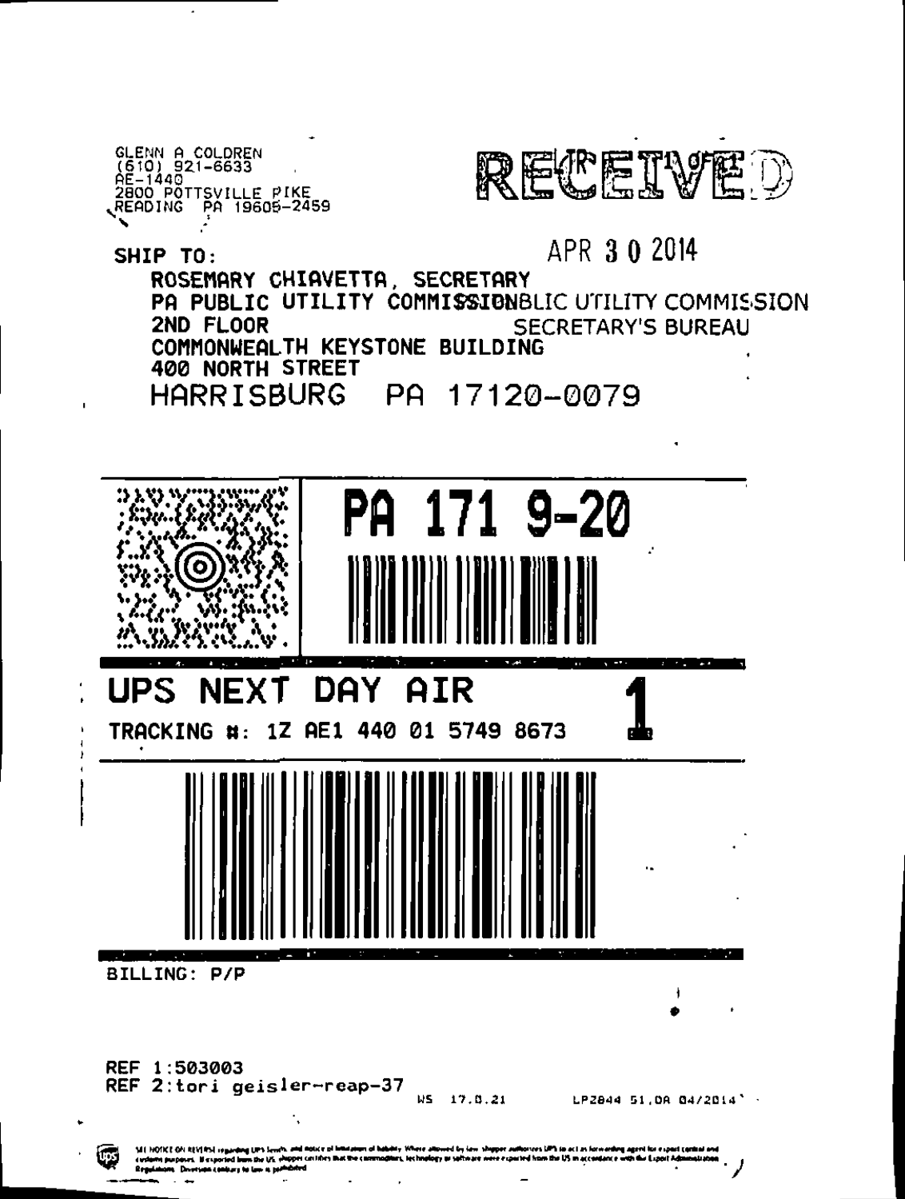GLENN A COLDREN
(610) 921-6633
AE-1440
2800 POTTSVILLE PIKE
READING PA 19605-2459

RECEIVED

APR 30 2014

PA PUBLIC UTILITY COMMISSION
SECRETARY'S BUREAU

SHIP TO:

ROSEMARY CHIAVETTA, SECRETARY
PA PUBLIC UTILITY COMMISSION
2ND FLOOR
COMMONWEALTH KEYSTONE BUILDING
400 NORTH STREET
HARRISBURG PA 17120-0079

PA 171 9-20

UPS NEXT DAY AIR 1

TRACKING #: 1Z AE1 440 01 5749 8673

BILLING: P/P

REF 1:503003
REF 2:tori geisler-reap-37

WS 17.0.21 LP2844 51.0A 04/2014